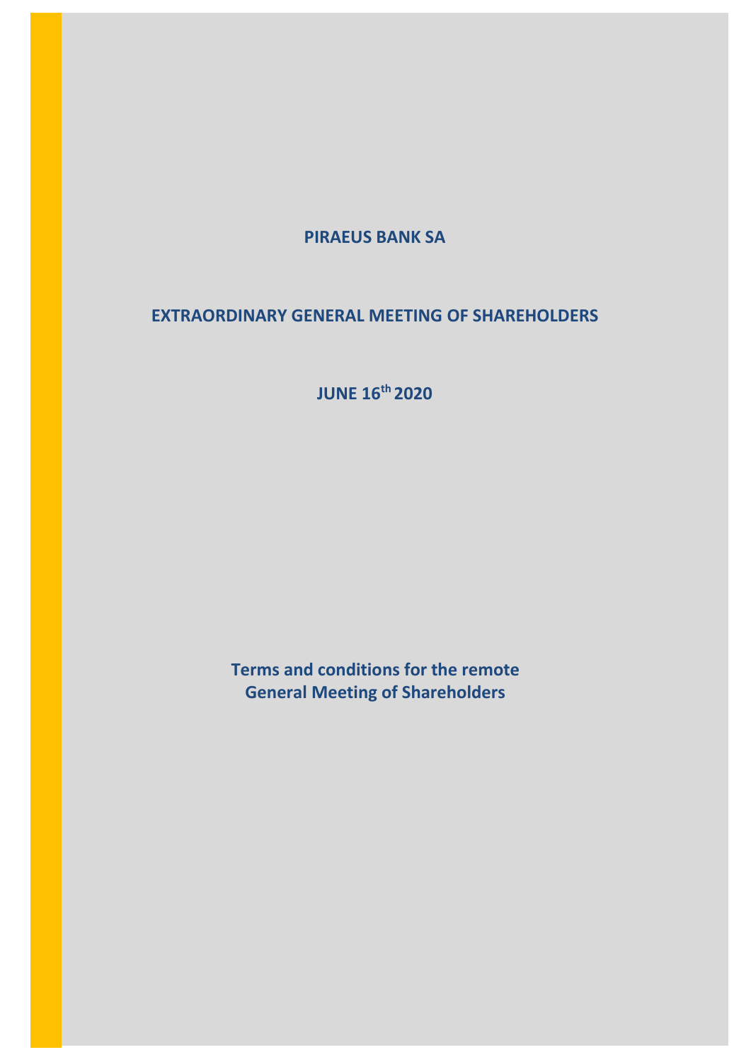# PIRAEUS BANK SA

## EXTRAORDINARY GENERAL MEETING OF SHAREHOLDERS

## JUNE 16th 2020

**Terms and conditions for the remote General Meeting of Shareholders**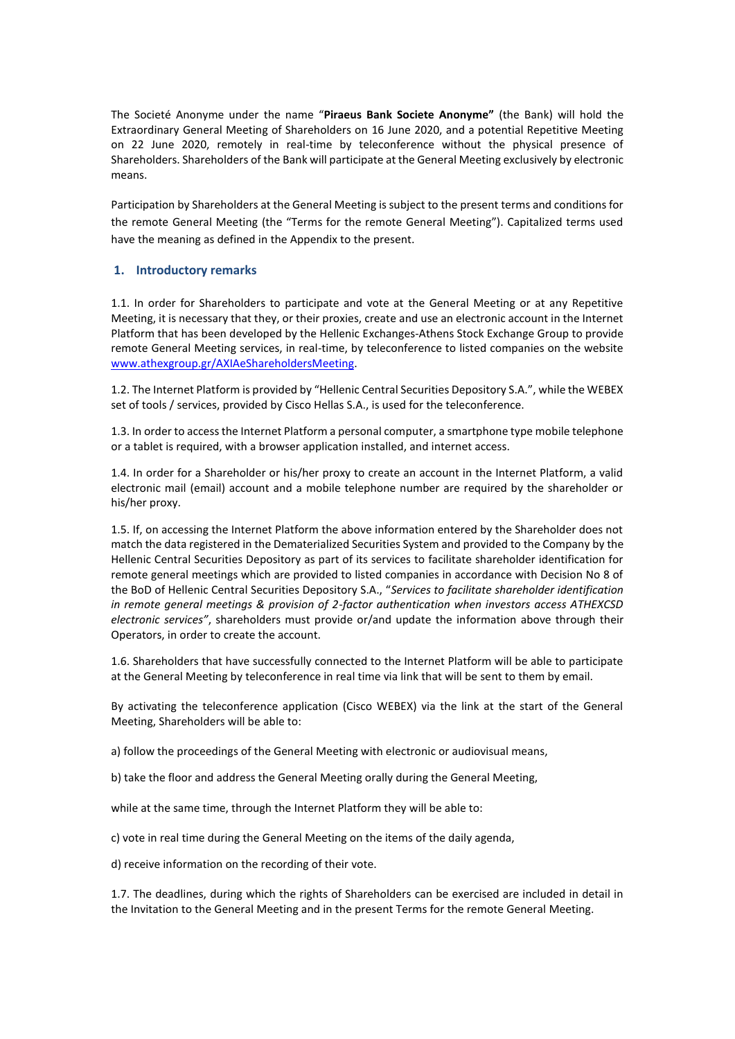The Societé Anonyme under the name "**Piraeus Bank Societe Anonyme"** (the Bank) will hold the Extraordinary General Meeting of Shareholders on 16 June 2020, and a potential Repetitive Meeting on 22 June 2020, remotely in real-time by teleconference without the physical presence of Shareholders. Shareholders of the Bank will participate at the General Meeting exclusively by electronic means.

Participation by Shareholders at the General Meeting is subject to the present terms and conditions for the remote General Meeting (the "Terms for the remote General Meeting"). Capitalized terms used have the meaning as defined in the Appendix to the present.

## 1. Introductory remarks

1.1. In order for Shareholders to participate and vote at the General Meeting or at any Repetitive Meeting, it is necessary that they, or their proxies, create and use an electronic account in the Internet Platform that has been developed by the Hellenic Exchanges-Athens Stock Exchange Group to provide remote General Meeting services, in real-time, by teleconference to listed companies on the website www.athexgroup.gr/AXIAeShareholdersMeeting.

1.2. The Internet Platform is provided by "Hellenic Central Securities Depository S.A.", while the WEBEX set of tools / services, provided by Cisco Hellas S.A., is used for the teleconference.

1.3. In order to access the Internet Platform a personal computer, a smartphone type mobile telephone or a tablet is required, with a browser application installed, and internet access.

1.4. In order for a Shareholder or his/her proxy to create an account in the Internet Platform, a valid electronic mail (email) account and a mobile telephone number are required by the shareholder or his/her proxy.

1.5. If, on accessing the Internet Platform the above information entered by the Shareholder does not match the data registered in the Dematerialized Securities System and provided to the Company by the Hellenic Central Securities Depository as part of its services to facilitate shareholder identification for remote general meetings which are provided to listed companies in accordance with Decision No 8 of the BoD of Hellenic Central Securities Depository S.A., "*Services to facilitate shareholder identification in remote general meetings & provision of 2-factor authentication when investors access ATHEXCSD electronic services"*, shareholders must provide or/and update the information above through their Operators, in order to create the account.

1.6. Shareholders that have successfully connected to the Internet Platform will be able to participate at the General Meeting by teleconference in real time via link that will be sent to them by email.

By activating the teleconference application (Cisco WEBEX) via the link at the start of the General Meeting, Shareholders will be able to:

a) follow the proceedings of the General Meeting with electronic or audiovisual means,

b) take the floor and address the General Meeting orally during the General Meeting,

while at the same time, through the Internet Platform they will be able to:

c) vote in real time during the General Meeting on the items of the daily agenda,

d) receive information on the recording of their vote.

1.7. The deadlines, during which the rights of Shareholders can be exercised are included in detail in the Invitation to the General Meeting and in the present Terms for the remote General Meeting.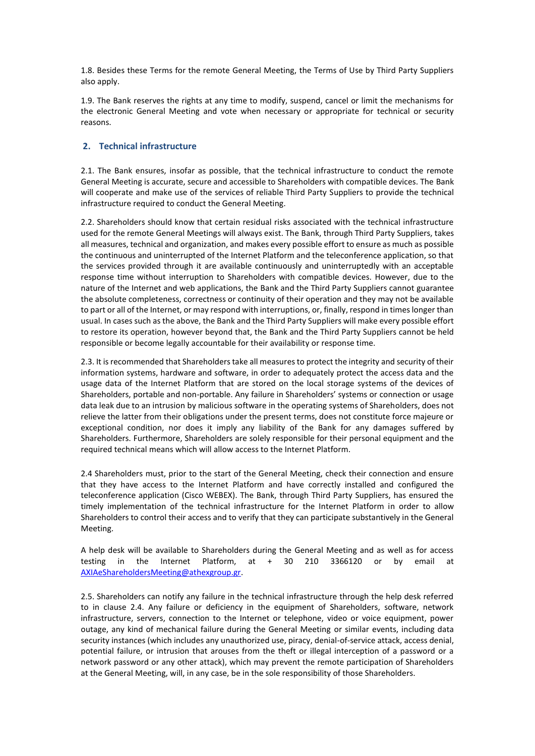1.8. Besides these Terms for the remote General Meeting, the Terms of Use by Third Party Suppliers also apply.

1.9. The Bank reserves the rights at any time to modify, suspend, cancel or limit the mechanisms for the electronic General Meeting and vote when necessary or appropriate for technical or security reasons.

## 2. Technical infrastructure

2.1. The Bank ensures, insofar as possible, that the technical infrastructure to conduct the remote General Meeting is accurate, secure and accessible to Shareholders with compatible devices. The Bank will cooperate and make use of the services of reliable Third Party Suppliers to provide the technical infrastructure required to conduct the General Meeting.

2.2. Shareholders should know that certain residual risks associated with the technical infrastructure used for the remote General Meetings will always exist. The Bank, through Third Party Suppliers, takes all measures, technical and organization, and makes every possible effort to ensure as much as possible the continuous and uninterrupted of the Internet Platform and the teleconference application, so that the services provided through it are available continuously and uninterruptedly with an acceptable response time without interruption to Shareholders with compatible devices. However, due to the nature of the Internet and web applications, the Bank and the Third Party Suppliers cannot guarantee the absolute completeness, correctness or continuity of their operation and they may not be available to part or all of the Internet, or may respond with interruptions, or, finally, respond in times longer than usual. In cases such as the above, the Bank and the Third Party Suppliers will make every possible effort to restore its operation, however beyond that, the Bank and the Third Party Suppliers cannot be held responsible or become legally accountable for their availability or response time.

2.3. It is recommended that Shareholders take all measures to protect the integrity and security of their information systems, hardware and software, in order to adequately protect the access data and the usage data of the Internet Platform that are stored on the local storage systems of the devices of Shareholders, portable and non-portable. Any failure in Shareholders' systems or connection or usage data leak due to an intrusion by malicious software in the operating systems of Shareholders, does not relieve the latter from their obligations under the present terms, does not constitute force majeure or exceptional condition, nor does it imply any liability of the Bank for any damages suffered by Shareholders. Furthermore, Shareholders are solely responsible for their personal equipment and the required technical means which will allow access to the Internet Platform.

2.4 Shareholders must, prior to the start of the General Meeting, check their connection and ensure that they have access to the Internet Platform and have correctly installed and configured the teleconference application (Cisco WEBEX). The Bank, through Third Party Suppliers, has ensured the timely implementation of the technical infrastructure for the Internet Platform in order to allow Shareholders to control their access and to verify that they can participate substantively in the General Meeting.

A help desk will be available to Shareholders during the General Meeting and as well as for access testing in the Internet Platform, at + 30 210 3366120 or by email at AXIAeShareholdersMeeting@athexgroup.gr.

2.5. Shareholders can notify any failure in the technical infrastructure through the help desk referred to in clause 2.4. Any failure or deficiency in the equipment of Shareholders, software, network infrastructure, servers, connection to the Internet or telephone, video or voice equipment, power outage, any kind of mechanical failure during the General Meeting or similar events, including data security instances (which includes any unauthorized use, piracy, denial-of-service attack, access denial, potential failure, or intrusion that arouses from the theft or illegal interception of a password or a network password or any other attack), which may prevent the remote participation of Shareholders at the General Meeting, will, in any case, be in the sole responsibility of those Shareholders.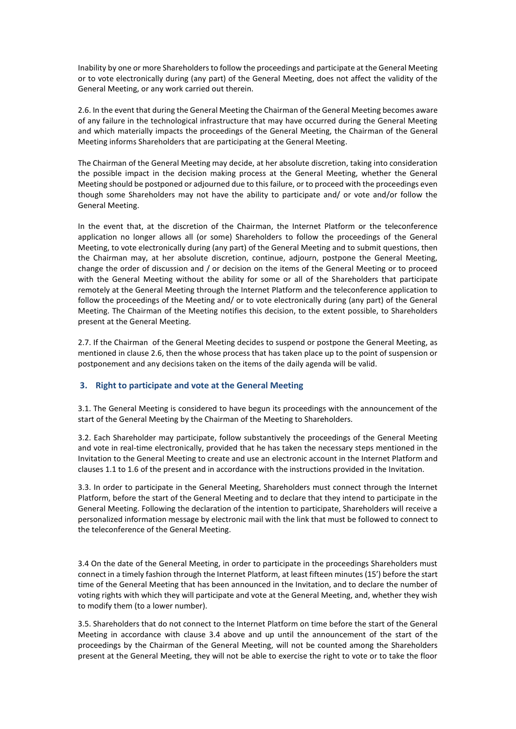Inability by one or more Shareholders to follow the proceedings and participate at the General Meeting or to vote electronically during (any part) of the General Meeting, does not affect the validity of the General Meeting, or any work carried out therein.

2.6. In the event that during the General Meeting the Chairman of the General Meeting becomes aware of any failure in the technological infrastructure that may have occurred during the General Meeting and which materially impacts the proceedings of the General Meeting, the Chairman of the General Meeting informs Shareholders that are participating at the General Meeting.

The Chairman of the General Meeting may decide, at her absolute discretion, taking into consideration the possible impact in the decision making process at the General Meeting, whether the General Meeting should be postponed or adjourned due to this failure, or to proceed with the proceedings even though some Shareholders may not have the ability to participate and/ or vote and/or follow the General Meeting.

In the event that, at the discretion of the Chairman, the Internet Platform or the teleconference application no longer allows all (or some) Shareholders to follow the proceedings of the General Meeting, to vote electronically during (any part) of the General Meeting and to submit questions, then the Chairman may, at her absolute discretion, continue, adjourn, postpone the General Meeting, change the order of discussion and / or decision on the items of the General Meeting or to proceed with the General Meeting without the ability for some or all of the Shareholders that participate remotely at the General Meeting through the Internet Platform and the teleconference application to follow the proceedings of the Meeting and/ or to vote electronically during (any part) of the General Meeting. The Chairman of the Meeting notifies this decision, to the extent possible, to Shareholders present at the General Meeting.

2.7. If the Chairman of the General Meeting decides to suspend or postpone the General Meeting, as mentioned in clause 2.6, then the whose process that has taken place up to the point of suspension or postponement and any decisions taken on the items of the daily agenda will be valid.

## 3. Right to participate and vote at the General Meeting

3.1. The General Meeting is considered to have begun its proceedings with the announcement of the start of the General Meeting by the Chairman of the Meeting to Shareholders.

3.2. Each Shareholder may participate, follow substantively the proceedings of the General Meeting and vote in real-time electronically, provided that he has taken the necessary steps mentioned in the Invitation to the General Meeting to create and use an electronic account in the Internet Platform and clauses 1.1 to 1.6 of the present and in accordance with the instructions provided in the Invitation.

3.3. In order to participate in the General Meeting, Shareholders must connect through the Internet Platform, before the start of the General Meeting and to declare that they intend to participate in the General Meeting. Following the declaration of the intention to participate, Shareholders will receive a personalized information message by electronic mail with the link that must be followed to connect to the teleconference of the General Meeting.

3.4 On the date of the General Meeting, in order to participate in the proceedings Shareholders must connect in a timely fashion through the Internet Platform, at least fifteen minutes (15') before the start time of the General Meeting that has been announced in the Invitation, and to declare the number of voting rights with which they will participate and vote at the General Meeting, and, whether they wish to modify them (to a lower number).

3.5. Shareholders that do not connect to the Internet Platform on time before the start of the General Meeting in accordance with clause 3.4 above and up until the announcement of the start of the proceedings by the Chairman of the General Meeting, will not be counted among the Shareholders present at the General Meeting, they will not be able to exercise the right to vote or to take the floor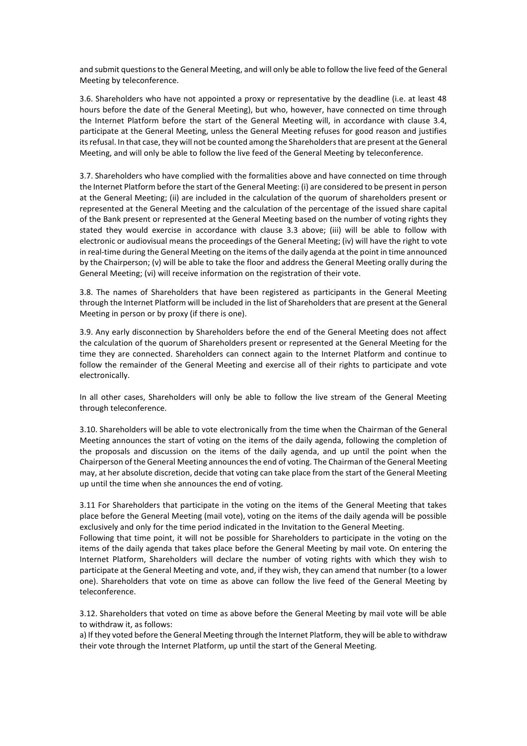and submit questions to the General Meeting, and will only be able to follow the live feed of the General Meeting by teleconference.

3.6. Shareholders who have not appointed a proxy or representative by the deadline (i.e. at least 48 hours before the date of the General Meeting), but who, however, have connected on time through the Internet Platform before the start of the General Meeting will, in accordance with clause 3.4, participate at the General Meeting, unless the General Meeting refuses for good reason and justifies its refusal. In that case, they will not be counted among the Shareholders that are present at the General Meeting, and will only be able to follow the live feed of the General Meeting by teleconference.

3.7. Shareholders who have complied with the formalities above and have connected on time through the Internet Platform before the start of the General Meeting: (i) are considered to be present in person at the General Meeting; (ii) are included in the calculation of the quorum of shareholders present or represented at the General Meeting and the calculation of the percentage of the issued share capital of the Bank present or represented at the General Meeting based on the number of voting rights they stated they would exercise in accordance with clause 3.3 above; (iii) will be able to follow with electronic or audiovisual means the proceedings of the General Meeting; (iv) will have the right to vote in real-time during the General Meeting on the items of the daily agenda at the point in time announced by the Chairperson; (v) will be able to take the floor and address the General Meeting orally during the General Meeting; (vi) will receive information on the registration of their vote.

3.8. The names of Shareholders that have been registered as participants in the General Meeting through the Internet Platform will be included in the list of Shareholders that are present at the General Meeting in person or by proxy (if there is one).

3.9. Any early disconnection by Shareholders before the end of the General Meeting does not affect the calculation of the quorum of Shareholders present or represented at the General Meeting for the time they are connected. Shareholders can connect again to the Internet Platform and continue to follow the remainder of the General Meeting and exercise all of their rights to participate and vote electronically.

In all other cases, Shareholders will only be able to follow the live stream of the General Meeting through teleconference.

3.10. Shareholders will be able to vote electronically from the time when the Chairman of the General Meeting announces the start of voting on the items of the daily agenda, following the completion of the proposals and discussion on the items of the daily agenda, and up until the point when the Chairperson of the General Meeting announces the end of voting. The Chairman of the General Meeting may, at her absolute discretion, decide that voting can take place from the start of the General Meeting up until the time when she announces the end of voting.

3.11 For Shareholders that participate in the voting on the items of the General Meeting that takes place before the General Meeting (mail vote), voting on the items of the daily agenda will be possible exclusively and only for the time period indicated in the Invitation to the General Meeting.
Following that time point, it will not be possible for Shareholders to participate in the voting on the items of the daily agenda that takes place before the General Meeting by mail vote. On entering the Internet Platform, Shareholders will declare the number of voting rights with which they wish to participate at the General Meeting and vote, and, if they wish, they can amend that number (to a lower one). Shareholders that vote on time as above can follow the live feed of the General Meeting by teleconference.

3.12. Shareholders that voted on time as above before the General Meeting by mail vote will be able to withdraw it, as follows:
a) If they voted before the General Meeting through the Internet Platform, they will be able to withdraw their vote through the Internet Platform, up until the start of the General Meeting.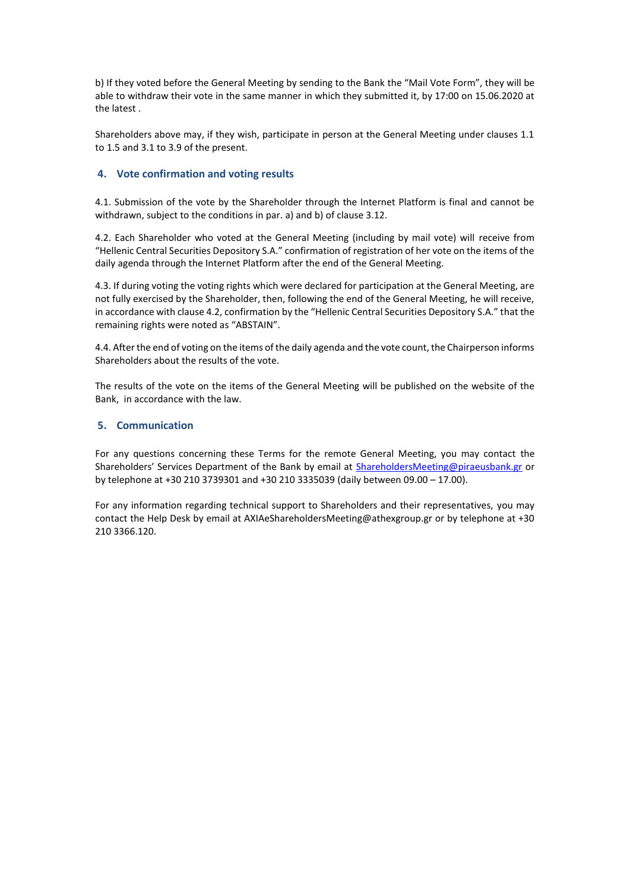b) If they voted before the General Meeting by sending to the Bank the "Mail Vote Form", they will be able to withdraw their vote in the same manner in which they submitted it, by 17:00 on 15.06.2020 at the latest .

Shareholders above may, if they wish, participate in person at the General Meeting under clauses 1.1 to 1.5 and 3.1 to 3.9 of the present.

## 4. Vote confirmation and voting results

4.1. Submission of the vote by the Shareholder through the Internet Platform is final and cannot be withdrawn, subject to the conditions in par. a) and b) of clause 3.12.

4.2. Each Shareholder who voted at the General Meeting (including by mail vote) will receive from "Hellenic Central Securities Depository S.A." confirmation of registration of her vote on the items of the daily agenda through the Internet Platform after the end of the General Meeting.

4.3. If during voting the voting rights which were declared for participation at the General Meeting, are not fully exercised by the Shareholder, then, following the end of the General Meeting, he will receive, in accordance with clause 4.2, confirmation by the "Hellenic Central Securities Depository S.A." that the remaining rights were noted as "ABSTAIN".

4.4. After the end of voting on the items of the daily agenda and the vote count, the Chairperson informs Shareholders about the results of the vote.

The results of the vote on the items of the General Meeting will be published on the website of the Bank, in accordance with the law.

## 5. Communication

For any questions concerning these Terms for the remote General Meeting, you may contact the Shareholders' Services Department of the Bank by email at ShareholdersMeeting@piraeusbank.gr or by telephone at +30 210 3739301 and +30 210 3335039 (daily between 09.00 – 17.00).

For any information regarding technical support to Shareholders and their representatives, you may contact the Help Desk by email at AXIAeShareholdersMeeting@athexgroup.gr or by telephone at +30 210 3366.120.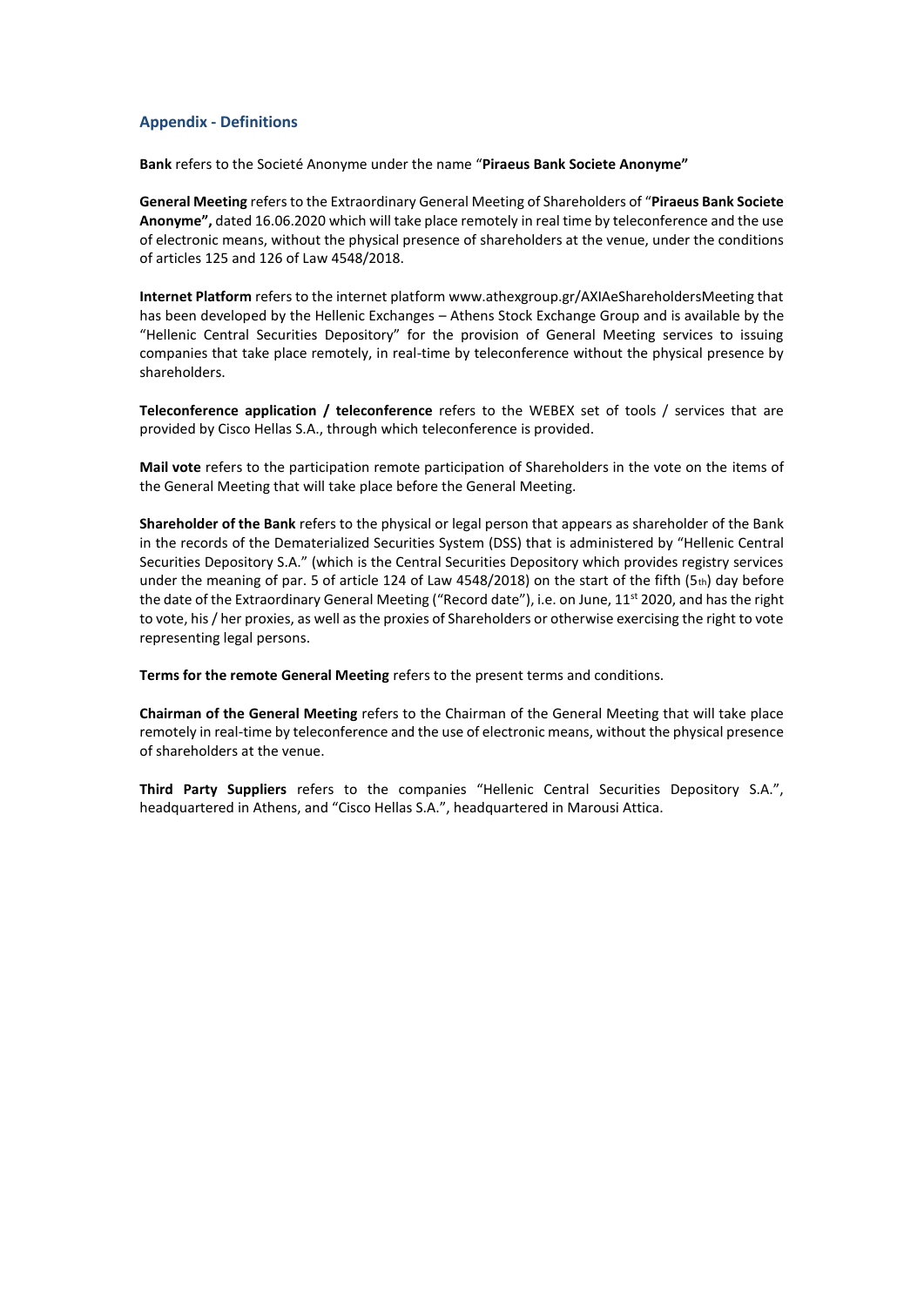## Appendix - Definitions

**Bank** refers to the Societé Anonyme under the name "**Piraeus Bank Societe Anonyme"**

**General Meeting** refers to the Extraordinary General Meeting of Shareholders of "**Piraeus Bank Societe Anonyme",** dated 16.06.2020 which will take place remotely in real time by teleconference and the use of electronic means, without the physical presence of shareholders at the venue, under the conditions of articles 125 and 126 of Law 4548/2018.

**Internet Platform** refers to the internet platform www.athexgroup.gr/AXIAeShareholdersMeeting that has been developed by the Hellenic Exchanges – Athens Stock Exchange Group and is available by the "Hellenic Central Securities Depository" for the provision of General Meeting services to issuing companies that take place remotely, in real-time by teleconference without the physical presence by shareholders.

**Teleconference application / teleconference** refers to the WEBEX set of tools / services that are provided by Cisco Hellas S.A., through which teleconference is provided.

**Mail vote** refers to the participation remote participation of Shareholders in the vote on the items of the General Meeting that will take place before the General Meeting.

**Shareholder of the Bank** refers to the physical or legal person that appears as shareholder of the Bank in the records of the Dematerialized Securities System (DSS) that is administered by "Hellenic Central Securities Depository S.A." (which is the Central Securities Depository which provides registry services under the meaning of par. 5 of article 124 of Law 4548/2018) on the start of the fifth (5th) day before the date of the Extraordinary General Meeting ("Record date"), i.e. on June, 11st 2020, and has the right to vote, his / her proxies, as well as the proxies of Shareholders or otherwise exercising the right to vote representing legal persons.

**Terms for the remote General Meeting** refers to the present terms and conditions.

**Chairman of the General Meeting** refers to the Chairman of the General Meeting that will take place remotely in real-time by teleconference and the use of electronic means, without the physical presence of shareholders at the venue.

**Third Party Suppliers** refers to the companies "Hellenic Central Securities Depository S.A.", headquartered in Athens, and "Cisco Hellas S.A.", headquartered in Marousi Attica.